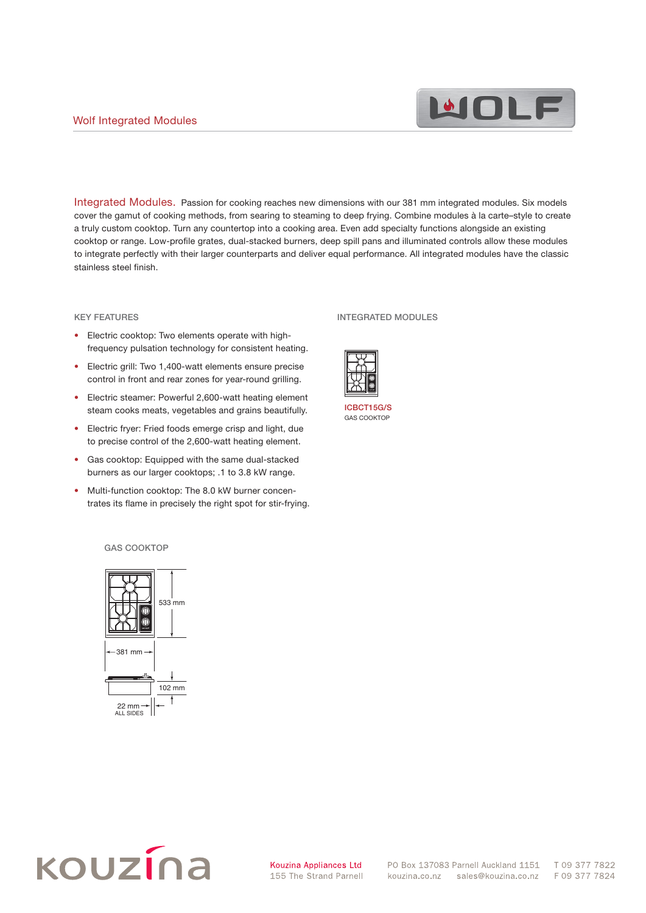## Wolf Integrated Modules

**Integrated Modules.** Passion for cooking reaches new dimensions with our 381 mm integrated modules. Six models cover the gamut of cooking methods, from searing to steaming to deep frying. Combine modules à la carte–style to create a truly custom cooktop. Turn any countertop into a cooking area. Even add specialty functions alongside an existing cooktop or range. Low-profile grates, dual-stacked burners, deep spill pans and illuminated controls allow these modules to integrate perfectly with their larger counterparts and deliver equal performance. All integrated modules have the classic stainless steel finish.

### KEY FEATURES

- Electric cooktop: Two elements operate with high-frequency pulsation technology for consistent heating.
- Electric grill: Two 1,400-watt elements ensure precise control in front and rear zones for year-round grilling.
- Electric steamer: Powerful 2,600-watt heating element steam cooks meats, vegetables and grains beautifully.
- Electric fryer: Fried foods emerge crisp and light, due to precise control of the 2,600-watt heating element.
- Gas cooktop: Equipped with the same dual-stacked burners as our larger cooktops; .1 to 3.8 kW range.
- Multi-function cooktop: The 8.0 kW burner concentrates its flame in precisely the right spot for stir-frying.

### INTEGRATED MODULES

ICBCT15G/S
GAS COOKTOP

### GAS COOKTOP

533 mm

381 mm

102 mm

22 mm ALL SIDES

Kouzina Appliances Ltd
155 The Strand Parnell
PO Box 137083 Parnell Auckland 1151
kouzina.co.nz sales@kouzina.co.nz
T 09 377 7822
F 09 377 7824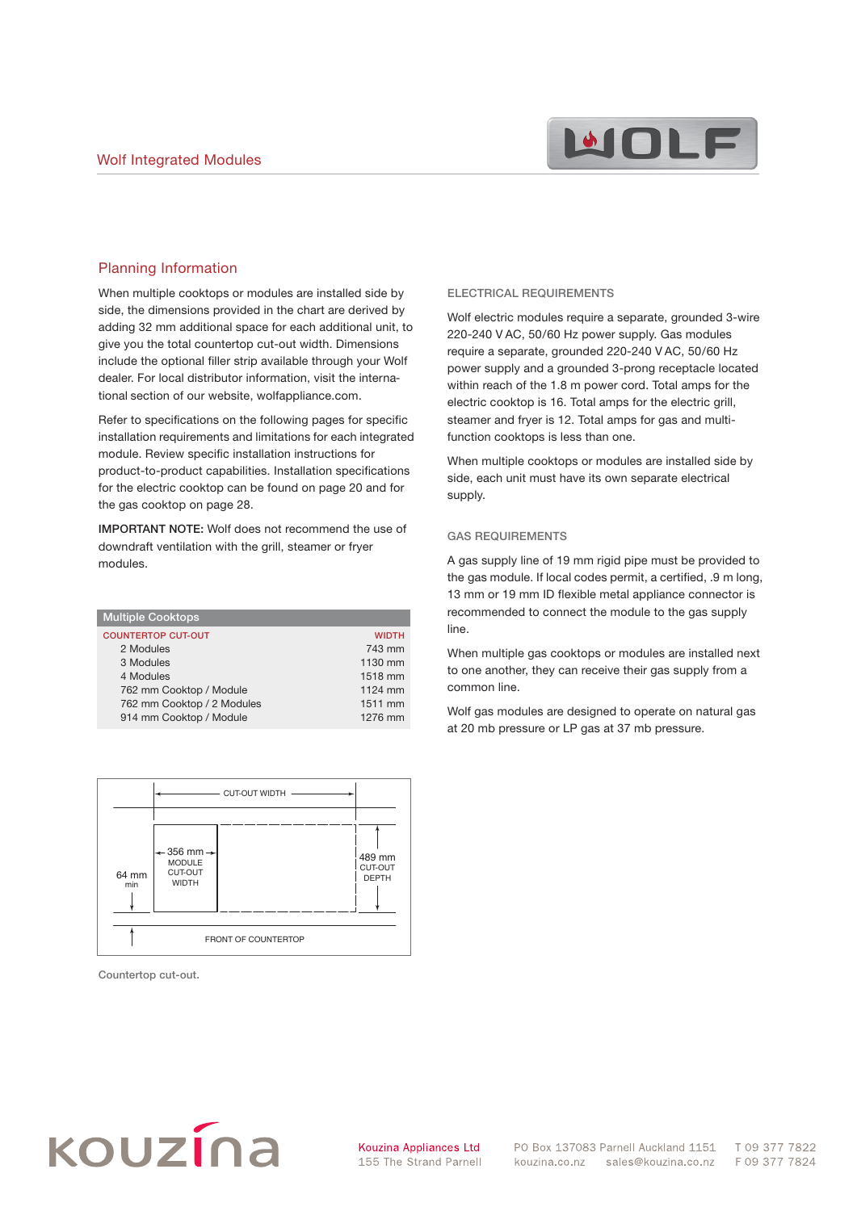## Planning Information

When multiple cooktops or modules are installed side by side, the dimensions provided in the chart are derived by adding 32 mm additional space for each additional unit, to give you the total countertop cut-out width. Dimensions include the optional filler strip available through your Wolf dealer. For local distributor information, visit the international section of our website, wolfappliance.com.

Refer to specifications on the following pages for specific installation requirements and limitations for each integrated module. Review specific installation instructions for product-to-product capabilities. Installation specifications for the electric cooktop can be found on page 20 and for the gas cooktop on page 28.

**IMPORTANT NOTE:** Wolf does not recommend the use of downdraft ventilation with the grill, steamer or fryer modules.

| Multiple Cooktops | |
|---|---|
| COUNTERTOP CUT-OUT | WIDTH |
| 2 Modules | 743 mm |
| 3 Modules | 1130 mm |
| 4 Modules | 1518 mm |
| 762 mm Cooktop / Module | 1124 mm |
| 762 mm Cooktop / 2 Modules | 1511 mm |
| 914 mm Cooktop / Module | 1276 mm |

CUT-OUT WIDTH

356 mm MODULE CUT-OUT WIDTH

489 mm CUT-OUT DEPTH

64 mm min

FRONT OF COUNTERTOP

Countertop cut-out.

### ELECTRICAL REQUIREMENTS

Wolf electric modules require a separate, grounded 3-wire 220-240 V AC, 50/60 Hz power supply. Gas modules require a separate, grounded 220-240 V AC, 50/60 Hz power supply and a grounded 3-prong receptacle located within reach of the 1.8 m power cord. Total amps for the electric cooktop is 16. Total amps for the electric grill, steamer and fryer is 12. Total amps for gas and multi-function cooktops is less than one.

When multiple cooktops or modules are installed side by side, each unit must have its own separate electrical supply.

### GAS REQUIREMENTS

A gas supply line of 19 mm rigid pipe must be provided to the gas module. If local codes permit, a certified, .9 m long, 13 mm or 19 mm ID flexible metal appliance connector is recommended to connect the module to the gas supply line.

When multiple gas cooktops or modules are installed next to one another, they can receive their gas supply from a common line.

Wolf gas modules are designed to operate on natural gas at 20 mb pressure or LP gas at 37 mb pressure.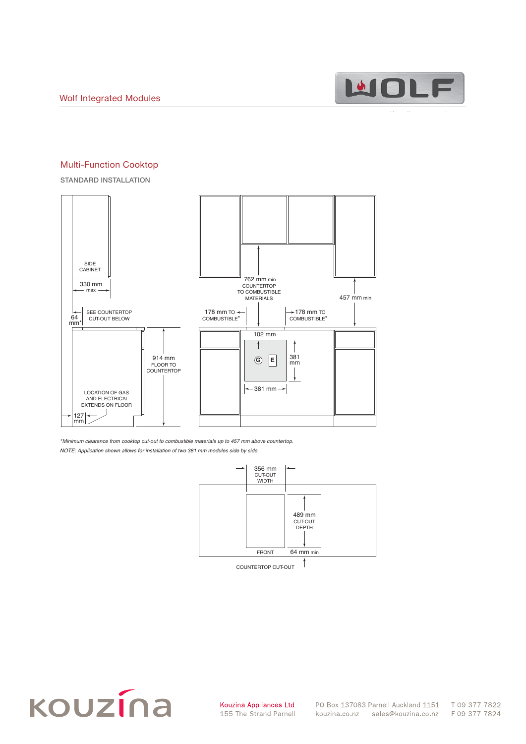Wolf Integrated Modules

## Multi-Function Cooktop

STANDARD INSTALLATION

SIDE CABINET

330 mm max

64 mm*

SEE COUNTERTOP CUT-OUT BELOW

914 mm FLOOR TO COUNTERTOP

LOCATION OF GAS AND ELECTRICAL EXTENDS ON FLOOR

127 mm

762 mm min COUNTERTOP TO COMBUSTIBLE MATERIALS

457 mm min

178 mm TO COMBUSTIBLE*

178 mm TO COMBUSTIBLE*

102 mm

G E

381 mm

381 mm

*Minimum clearance from cooktop cut-out to combustible materials up to 457 mm above countertop.*

*NOTE: Application shown allows for installation of two 381 mm modules side by side.*

356 mm CUT-OUT WIDTH

489 mm CUT-OUT DEPTH

FRONT

64 mm min

COUNTERTOP CUT-OUT

Kouzina Appliances Ltd
155 The Strand Parnell

PO Box 137083 Parnell Auckland 1151
kouzina.co.nz sales@kouzina.co.nz

T 09 377 7822
F 09 377 7824